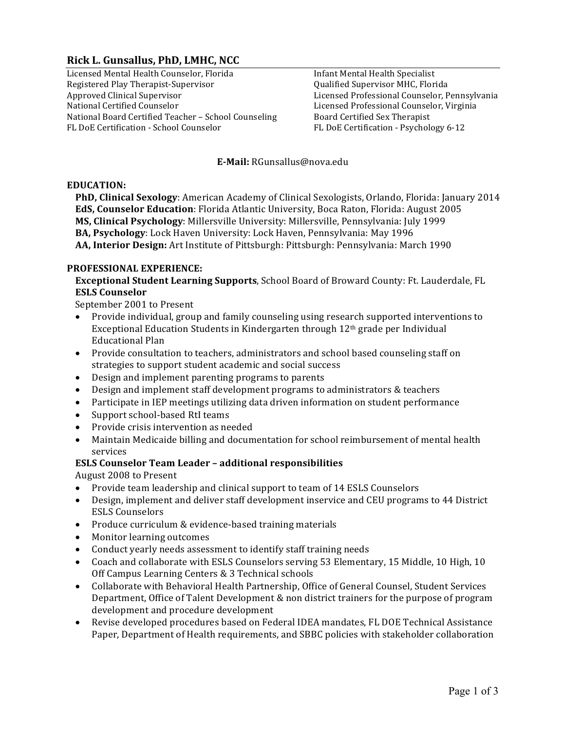# Rick L. Gunsallus, PhD, LMHC, NCC

Licensed Mental Health Counselor, Florida
Registered Play Therapist-Supervisor
Approved Clinical Supervisor
National Certified Counselor
National Board Certified Teacher – School Counseling
FL DoE Certification - School Counselor
Infant Mental Health Specialist
Qualified Supervisor MHC, Florida
Licensed Professional Counselor, Pennsylvania
Licensed Professional Counselor, Virginia
Board Certified Sex Therapist
FL DoE Certification - Psychology 6-12

**E-Mail:** RGunsallus@nova.edu

## EDUCATION:

**PhD, Clinical Sexology**: American Academy of Clinical Sexologists, Orlando, Florida: January 2014
**EdS, Counselor Education**: Florida Atlantic University, Boca Raton, Florida: August 2005
**MS, Clinical Psychology**: Millersville University: Millersville, Pennsylvania: July 1999
**BA, Psychology**: Lock Haven University: Lock Haven, Pennsylvania: May 1996
**AA, Interior Design:** Art Institute of Pittsburgh: Pittsburgh: Pennsylvania: March 1990

## PROFESSIONAL EXPERIENCE:

**Exceptional Student Learning Supports**, School Board of Broward County: Ft. Lauderdale, FL
**ESLS Counselor**
September 2001 to Present

- Provide individual, group and family counseling using research supported interventions to Exceptional Education Students in Kindergarten through 12th grade per Individual Educational Plan
- Provide consultation to teachers, administrators and school based counseling staff on strategies to support student academic and social success
- Design and implement parenting programs to parents
- Design and implement staff development programs to administrators & teachers
- Participate in IEP meetings utilizing data driven information on student performance
- Support school-based RtI teams
- Provide crisis intervention as needed
- Maintain Medicaide billing and documentation for school reimbursement of mental health services

**ESLS Counselor Team Leader – additional responsibilities**
August 2008 to Present

- Provide team leadership and clinical support to team of 14 ESLS Counselors
- Design, implement and deliver staff development inservice and CEU programs to 44 District ESLS Counselors
- Produce curriculum & evidence-based training materials
- Monitor learning outcomes
- Conduct yearly needs assessment to identify staff training needs
- Coach and collaborate with ESLS Counselors serving 53 Elementary, 15 Middle, 10 High, 10 Off Campus Learning Centers & 3 Technical schools
- Collaborate with Behavioral Health Partnership, Office of General Counsel, Student Services Department, Office of Talent Development & non district trainers for the purpose of program development and procedure development
- Revise developed procedures based on Federal IDEA mandates, FL DOE Technical Assistance Paper, Department of Health requirements, and SBBC policies with stakeholder collaboration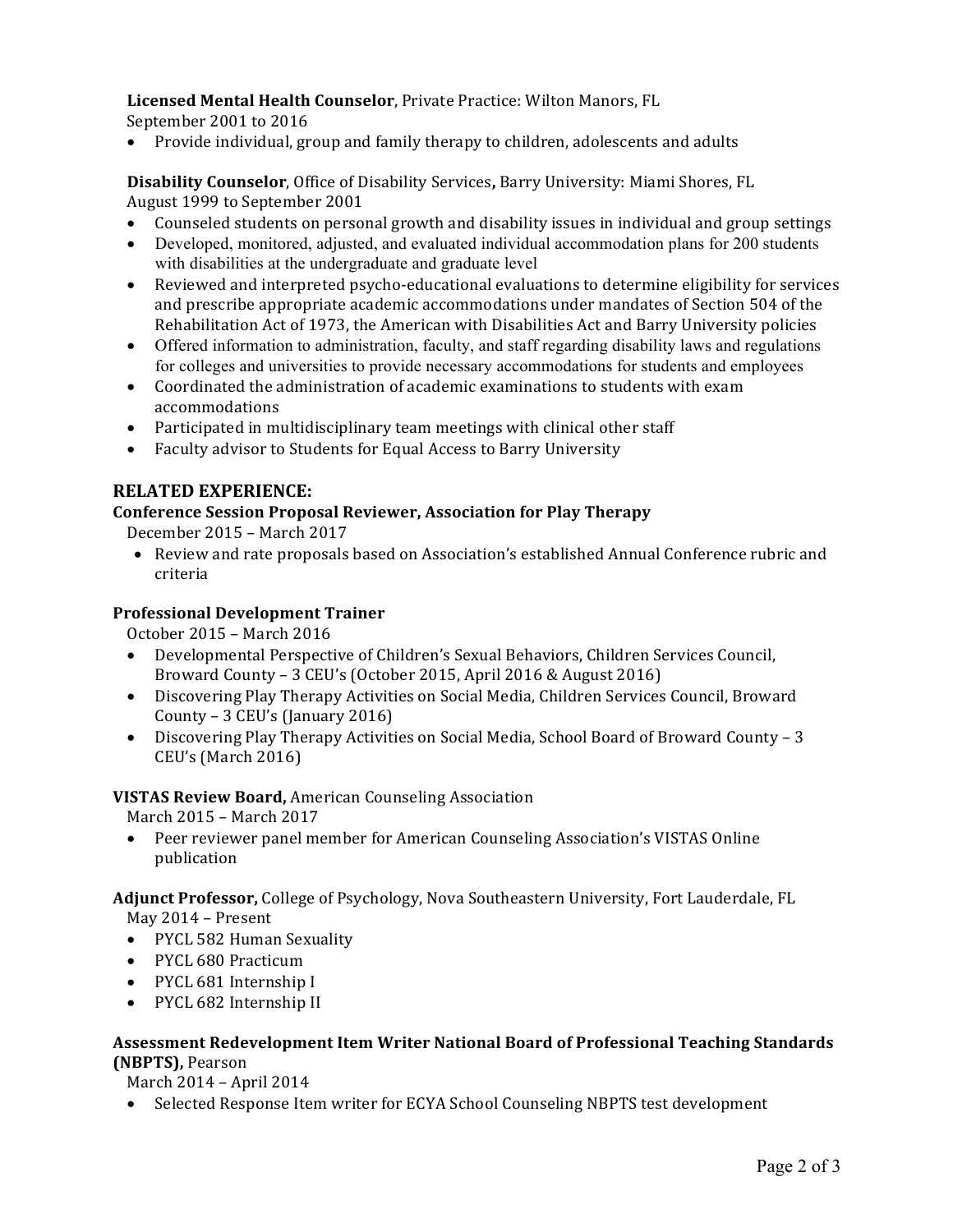**Licensed Mental Health Counselor**, Private Practice: Wilton Manors, FL
September 2001 to 2016

- Provide individual, group and family therapy to children, adolescents and adults

**Disability Counselor**, Office of Disability Services**,** Barry University: Miami Shores, FL
August 1999 to September 2001

- Counseled students on personal growth and disability issues in individual and group settings
- Developed, monitored, adjusted, and evaluated individual accommodation plans for 200 students with disabilities at the undergraduate and graduate level
- Reviewed and interpreted psycho-educational evaluations to determine eligibility for services and prescribe appropriate academic accommodations under mandates of Section 504 of the Rehabilitation Act of 1973, the American with Disabilities Act and Barry University policies
- Offered information to administration, faculty, and staff regarding disability laws and regulations for colleges and universities to provide necessary accommodations for students and employees
- Coordinated the administration of academic examinations to students with exam accommodations
- Participated in multidisciplinary team meetings with clinical other staff
- Faculty advisor to Students for Equal Access to Barry University

## RELATED EXPERIENCE:

**Conference Session Proposal Reviewer, Association for Play Therapy**
December 2015 – March 2017

- Review and rate proposals based on Association's established Annual Conference rubric and criteria

**Professional Development Trainer**
October 2015 – March 2016

- Developmental Perspective of Children's Sexual Behaviors, Children Services Council, Broward County – 3 CEU's (October 2015, April 2016 & August 2016)
- Discovering Play Therapy Activities on Social Media, Children Services Council, Broward County – 3 CEU's (January 2016)
- Discovering Play Therapy Activities on Social Media, School Board of Broward County – 3 CEU's (March 2016)

**VISTAS Review Board,** American Counseling Association
March 2015 – March 2017

- Peer reviewer panel member for American Counseling Association's VISTAS Online publication

**Adjunct Professor,** College of Psychology, Nova Southeastern University, Fort Lauderdale, FL
May 2014 – Present

- PYCL 582 Human Sexuality
- PYCL 680 Practicum
- PYCL 681 Internship I
- PYCL 682 Internship II

**Assessment Redevelopment Item Writer National Board of Professional Teaching Standards (NBPTS),** Pearson
March 2014 – April 2014

- Selected Response Item writer for ECYA School Counseling NBPTS test development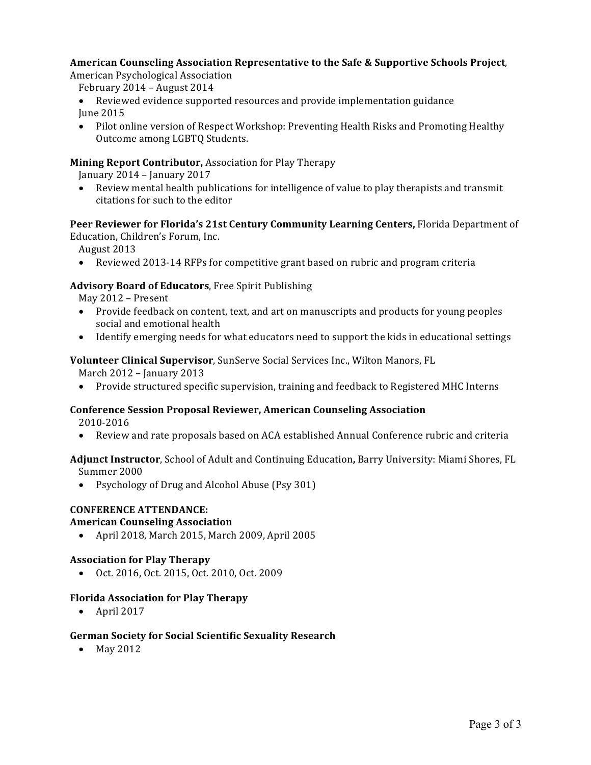**American Counseling Association Representative to the Safe & Supportive Schools Project**, American Psychological Association

February 2014 – August 2014

- Reviewed evidence supported resources and provide implementation guidance

June 2015

- Pilot online version of Respect Workshop: Preventing Health Risks and Promoting Healthy Outcome among LGBTQ Students.

**Mining Report Contributor,** Association for Play Therapy

January 2014 – January 2017

- Review mental health publications for intelligence of value to play therapists and transmit citations for such to the editor

**Peer Reviewer for Florida's 21st Century Community Learning Centers,** Florida Department of Education, Children's Forum, Inc.

August 2013

- Reviewed 2013-14 RFPs for competitive grant based on rubric and program criteria

**Advisory Board of Educators**, Free Spirit Publishing

May 2012 – Present

- Provide feedback on content, text, and art on manuscripts and products for young peoples social and emotional health
- Identify emerging needs for what educators need to support the kids in educational settings

**Volunteer Clinical Supervisor**, SunServe Social Services Inc., Wilton Manors, FL

March 2012 – January 2013

- Provide structured specific supervision, training and feedback to Registered MHC Interns

**Conference Session Proposal Reviewer, American Counseling Association**

2010-2016

- Review and rate proposals based on ACA established Annual Conference rubric and criteria

**Adjunct Instructor**, School of Adult and Continuing Education**,** Barry University: Miami Shores, FL

Summer 2000

- Psychology of Drug and Alcohol Abuse (Psy 301)

**CONFERENCE ATTENDANCE:**

**American Counseling Association**

- April 2018, March 2015, March 2009, April 2005

**Association for Play Therapy**

- Oct. 2016, Oct. 2015, Oct. 2010, Oct. 2009

**Florida Association for Play Therapy**

- April 2017

**German Society for Social Scientific Sexuality Research**

- May 2012